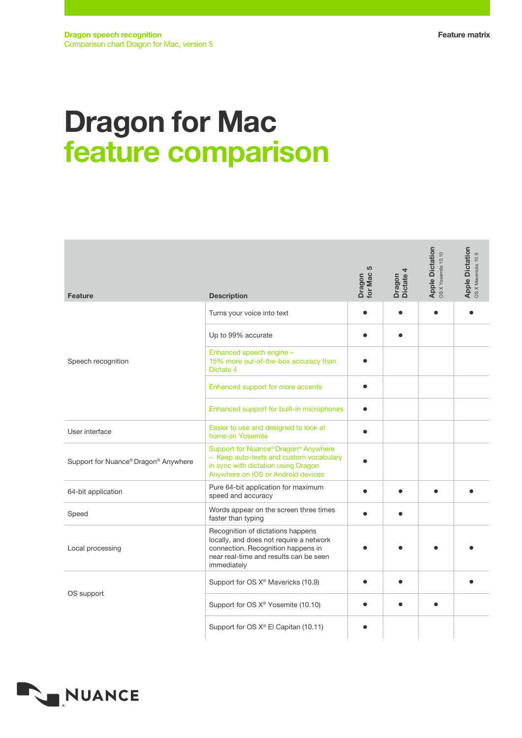Dragon speech recognition
Comparison chart Dragon for Mac, version 5

Feature matrix

# Dragon for Mac
# feature comparison

| Feature | Description | Dragon for Mac 5 | Dragon Dictate 4 | Apple Dictation OS X Yosemite 10.10 | Apple Dictation OS X Mavericks 10.9 |
|---|---|---|---|---|---|
| Speech recognition | Turns your voice into text | ● | ● | ● | ● |
| | Up to 99% accurate | ● | ● | | |
| | Enhanced speech engine – 15% more out-of-the-box accuracy than Dictate 4 | ● | | | |
| | Enhanced support for more accents | ● | | | |
| | Enhanced support for built-in microphones | ● | | | |
| User interface | Easier to use and designed to look at home on Yosemite | ● | | | |
| Support for Nuance® Dragon® Anywhere | Support for Nuance® Dragon® Anywhere – Keep auto-texts and custom vocabulary in sync with dictation using Dragon Anywhere on iOS or Android devices | ● | | | |
| 64-bit application | Pure 64-bit application for maximum speed and accuracy | ● | ● | ● | ● |
| Speed | Words appear on the screen three times faster than typing | ● | ● | | |
| Local processing | Recognition of dictations happens locally, and does not require a network connection. Recognition happens in near real-time and results can be seen immediately | ● | ● | ● | ● |
| OS support | Support for OS X® Mavericks (10.9) | ● | ● | | ● |
| | Support for OS X® Yosemite (10.10) | ● | ● | ● | |
| | Support for OS X® El Capitan (10.11) | ● | | | |

NUANCE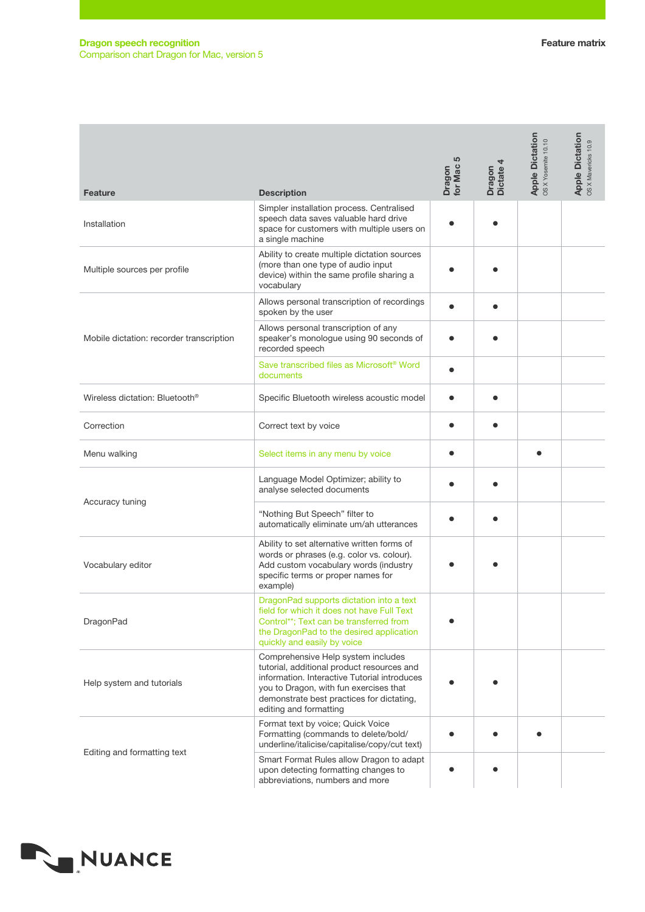Dragon speech recognition
Comparison chart Dragon for Mac, version 5

Feature matrix

| Feature | Description | Dragon for Mac 5 | Dragon Dictate 4 | Apple Dictation OS X Yosemite 10.10 | Apple Dictation OS X Mavericks 10.9 |
|---|---|---|---|---|---|
| Installation | Simpler installation process. Centralised speech data saves valuable hard drive space for customers with multiple users on a single machine | ● | ● | | |
| Multiple sources per profile | Ability to create multiple dictation sources (more than one type of audio input device) within the same profile sharing a vocabulary | ● | ● | | |
| Mobile dictation: recorder transcription | Allows personal transcription of recordings spoken by the user | ● | ● | | |
| | Allows personal transcription of any speaker's monologue using 90 seconds of recorded speech | ● | ● | | |
| | Save transcribed files as Microsoft® Word documents | ● | | | |
| Wireless dictation: Bluetooth® | Specific Bluetooth wireless acoustic model | ● | ● | | |
| Correction | Correct text by voice | ● | ● | | |
| Menu walking | Select items in any menu by voice | ● | | ● | |
| Accuracy tuning | Language Model Optimizer; ability to analyse selected documents | ● | ● | | |
| | "Nothing But Speech" filter to automatically eliminate um/ah utterances | ● | ● | | |
| Vocabulary editor | Ability to set alternative written forms of words or phrases (e.g. color vs. colour). Add custom vocabulary words (industry specific terms or proper names for example) | ● | ● | | |
| DragonPad | DragonPad supports dictation into a text field for which it does not have Full Text Control**; Text can be transferred from the DragonPad to the desired application quickly and easily by voice | ● | | | |
| Help system and tutorials | Comprehensive Help system includes tutorial, additional product resources and information. Interactive Tutorial introduces you to Dragon, with fun exercises that demonstrate best practices for dictating, editing and formatting | ● | ● | | |
| Editing and formatting text | Format text by voice; Quick Voice Formatting (commands to delete/bold/underline/italicise/capitalise/copy/cut text) | ● | ● | ● | |
| | Smart Format Rules allow Dragon to adapt upon detecting formatting changes to abbreviations, numbers and more | ● | ● | | |

NUANCE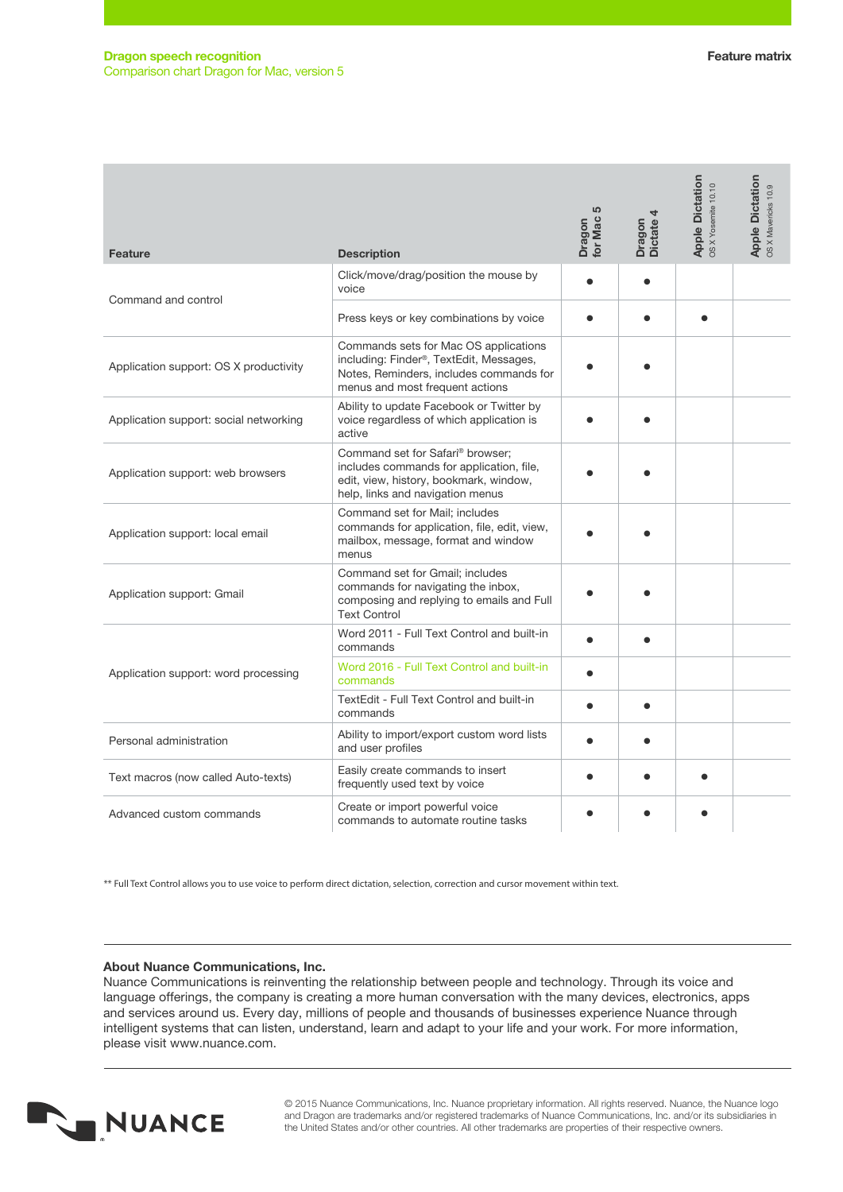**Dragon speech recognition**
Comparison chart Dragon for Mac, version 5

**Feature matrix**

| Feature | Description | Dragon for Mac 5 | Dragon Dictate 4 | Apple Dictation OS X Yosemite 10.10 | Apple Dictation OS X Mavericks 10.9 |
|---|---|---|---|---|---|
| Command and control | Click/move/drag/position the mouse by voice | ● | ● | | |
| | Press keys or key combinations by voice | ● | ● | ● | |
| Application support: OS X productivity | Commands sets for Mac OS applications including: Finder®, TextEdit, Messages, Notes, Reminders, includes commands for menus and most frequent actions | ● | ● | | |
| Application support: social networking | Ability to update Facebook or Twitter by voice regardless of which application is active | ● | ● | | |
| Application support: web browsers | Command set for Safari® browser; includes commands for application, file, edit, view, history, bookmark, window, help, links and navigation menus | ● | ● | | |
| Application support: local email | Command set for Mail; includes commands for application, file, edit, view, mailbox, message, format and window menus | ● | ● | | |
| Application support: Gmail | Command set for Gmail; includes commands for navigating the inbox, composing and replying to emails and Full Text Control | ● | ● | | |
| Application support: word processing | Word 2011 - Full Text Control and built-in commands | ● | ● | | |
| | Word 2016 - Full Text Control and built-in commands | ● | | | |
| | TextEdit - Full Text Control and built-in commands | ● | ● | | |
| Personal administration | Ability to import/export custom word lists and user profiles | ● | ● | | |
| Text macros (now called Auto-texts) | Easily create commands to insert frequently used text by voice | ● | ● | ● | |
| Advanced custom commands | Create or import powerful voice commands to automate routine tasks | ● | ● | ● | |

** Full Text Control allows you to use voice to perform direct dictation, selection, correction and cursor movement within text.

**About Nuance Communications, Inc.**
Nuance Communications is reinventing the relationship between people and technology. Through its voice and language offerings, the company is creating a more human conversation with the many devices, electronics, apps and services around us. Every day, millions of people and thousands of businesses experience Nuance through intelligent systems that can listen, understand, learn and adapt to your life and your work. For more information, please visit www.nuance.com.

NUANCE

© 2015 Nuance Communications, Inc. Nuance proprietary information. All rights reserved. Nuance, the Nuance logo and Dragon are trademarks and/or registered trademarks of Nuance Communications, Inc. and/or its subsidiaries in the United States and/or other countries. All other trademarks are properties of their respective owners.